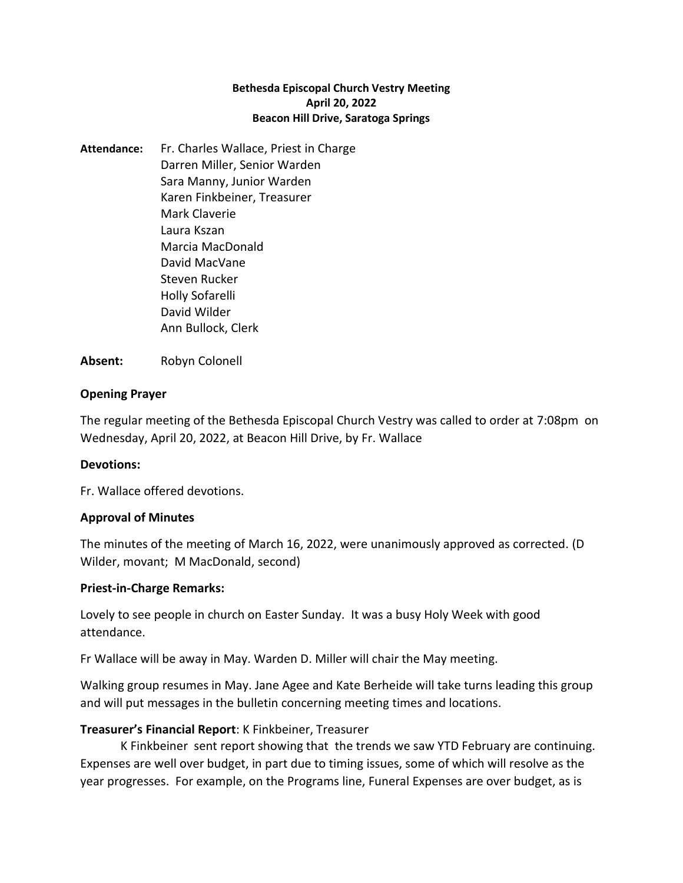**Bethesda Episcopal Church Vestry Meeting**
**April 20, 2022**
**Beacon Hill Drive, Saratoga Springs**

**Attendance:** Fr. Charles Wallace, Priest in Charge
Darren Miller, Senior Warden
Sara Manny, Junior Warden
Karen Finkbeiner, Treasurer
Mark Claverie
Laura Kszan
Marcia MacDonald
David MacVane
Steven Rucker
Holly Sofarelli
David Wilder
Ann Bullock, Clerk

**Absent:** Robyn Colonell

**Opening Prayer**

The regular meeting of the Bethesda Episcopal Church Vestry was called to order at 7:08pm on Wednesday, April 20, 2022, at Beacon Hill Drive, by Fr. Wallace

**Devotions:**

Fr. Wallace offered devotions.

**Approval of Minutes**

The minutes of the meeting of March 16, 2022, were unanimously approved as corrected. (D Wilder, movant; M MacDonald, second)

**Priest-in-Charge Remarks:**

Lovely to see people in church on Easter Sunday. It was a busy Holy Week with good attendance.

Fr Wallace will be away in May. Warden D. Miller will chair the May meeting.

Walking group resumes in May. Jane Agee and Kate Berheide will take turns leading this group and will put messages in the bulletin concerning meeting times and locations.

**Treasurer's Financial Report**: K Finkbeiner, Treasurer

K Finkbeiner sent report showing that the trends we saw YTD February are continuing. Expenses are well over budget, in part due to timing issues, some of which will resolve as the year progresses. For example, on the Programs line, Funeral Expenses are over budget, as is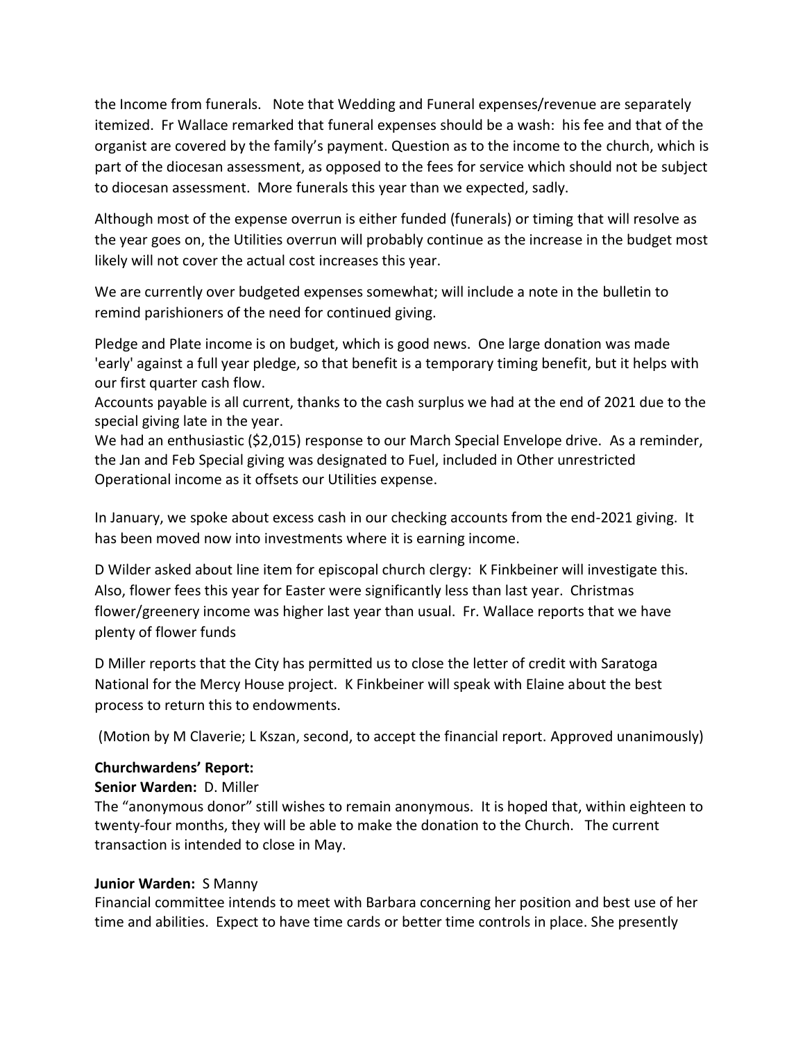the Income from funerals.   Note that Wedding and Funeral expenses/revenue are separately itemized.  Fr Wallace remarked that funeral expenses should be a wash:  his fee and that of the organist are covered by the family's payment. Question as to the income to the church, which is part of the diocesan assessment, as opposed to the fees for service which should not be subject to diocesan assessment.  More funerals this year than we expected, sadly.

Although most of the expense overrun is either funded (funerals) or timing that will resolve as the year goes on, the Utilities overrun will probably continue as the increase in the budget most likely will not cover the actual cost increases this year.

We are currently over budgeted expenses somewhat; will include a note in the bulletin to remind parishioners of the need for continued giving.

Pledge and Plate income is on budget, which is good news.  One large donation was made 'early' against a full year pledge, so that benefit is a temporary timing benefit, but it helps with our first quarter cash flow.
Accounts payable is all current, thanks to the cash surplus we had at the end of 2021 due to the special giving late in the year.
We had an enthusiastic ($2,015) response to our March Special Envelope drive.  As a reminder, the Jan and Feb Special giving was designated to Fuel, included in Other unrestricted Operational income as it offsets our Utilities expense.

In January, we spoke about excess cash in our checking accounts from the end-2021 giving.  It has been moved now into investments where it is earning income.

D Wilder asked about line item for episcopal church clergy:  K Finkbeiner will investigate this. Also, flower fees this year for Easter were significantly less than last year.  Christmas flower/greenery income was higher last year than usual.  Fr. Wallace reports that we have plenty of flower funds

D Miller reports that the City has permitted us to close the letter of credit with Saratoga National for the Mercy House project.  K Finkbeiner will speak with Elaine about the best process to return this to endowments.

(Motion by M Claverie; L Kszan, second, to accept the financial report. Approved unanimously)

**Churchwardens' Report:**

**Senior Warden:** D. Miller
The "anonymous donor" still wishes to remain anonymous.  It is hoped that, within eighteen to twenty-four months, they will be able to make the donation to the Church.   The current transaction is intended to close in May.

**Junior Warden:** S Manny
Financial committee intends to meet with Barbara concerning her position and best use of her time and abilities.  Expect to have time cards or better time controls in place. She presently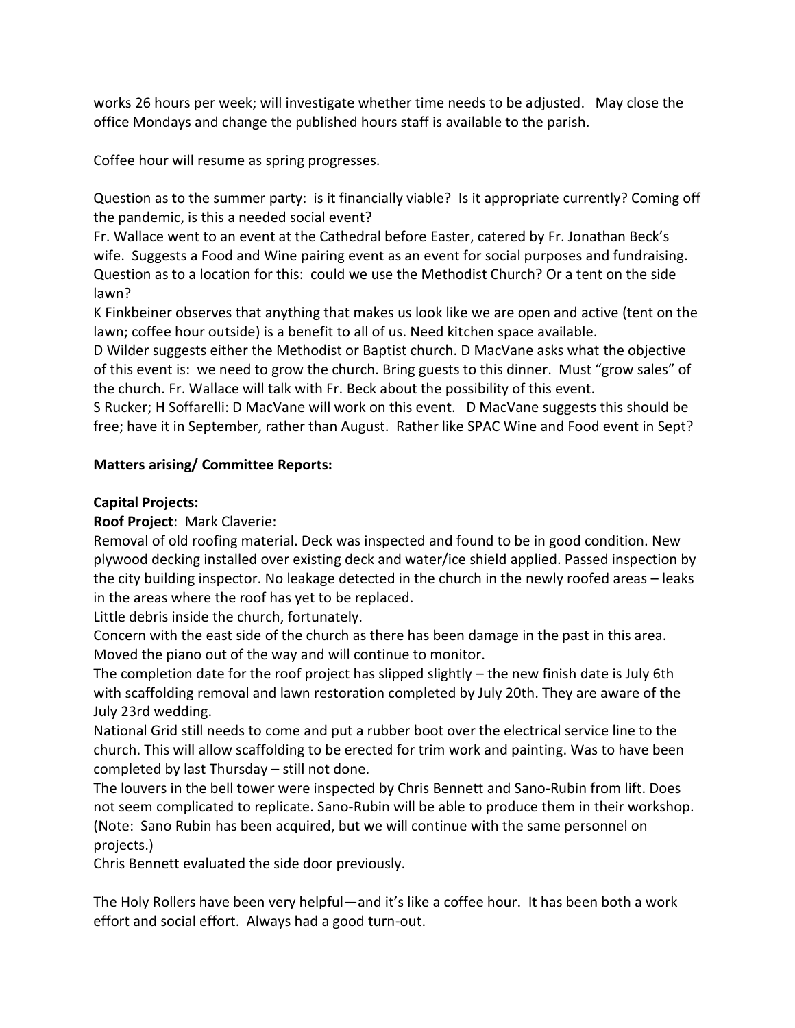works 26 hours per week; will investigate whether time needs to be adjusted. May close the office Mondays and change the published hours staff is available to the parish.

Coffee hour will resume as spring progresses.

Question as to the summer party: is it financially viable? Is it appropriate currently? Coming off the pandemic, is this a needed social event?
Fr. Wallace went to an event at the Cathedral before Easter, catered by Fr. Jonathan Beck's wife. Suggests a Food and Wine pairing event as an event for social purposes and fundraising. Question as to a location for this: could we use the Methodist Church? Or a tent on the side lawn?
K Finkbeiner observes that anything that makes us look like we are open and active (tent on the lawn; coffee hour outside) is a benefit to all of us. Need kitchen space available.
D Wilder suggests either the Methodist or Baptist church. D MacVane asks what the objective of this event is: we need to grow the church. Bring guests to this dinner. Must "grow sales" of the church. Fr. Wallace will talk with Fr. Beck about the possibility of this event.
S Rucker; H Soffarelli: D MacVane will work on this event. D MacVane suggests this should be free; have it in September, rather than August. Rather like SPAC Wine and Food event in Sept?

**Matters arising/ Committee Reports:**

**Capital Projects:**

**Roof Project**: Mark Claverie:
Removal of old roofing material. Deck was inspected and found to be in good condition. New plywood decking installed over existing deck and water/ice shield applied. Passed inspection by the city building inspector. No leakage detected in the church in the newly roofed areas – leaks in the areas where the roof has yet to be replaced.
Little debris inside the church, fortunately.
Concern with the east side of the church as there has been damage in the past in this area. Moved the piano out of the way and will continue to monitor.
The completion date for the roof project has slipped slightly – the new finish date is July 6th with scaffolding removal and lawn restoration completed by July 20th. They are aware of the July 23rd wedding.
National Grid still needs to come and put a rubber boot over the electrical service line to the church. This will allow scaffolding to be erected for trim work and painting. Was to have been completed by last Thursday – still not done.
The louvers in the bell tower were inspected by Chris Bennett and Sano-Rubin from lift. Does not seem complicated to replicate. Sano-Rubin will be able to produce them in their workshop. (Note: Sano Rubin has been acquired, but we will continue with the same personnel on projects.)
Chris Bennett evaluated the side door previously.

The Holy Rollers have been very helpful—and it's like a coffee hour. It has been both a work effort and social effort. Always had a good turn-out.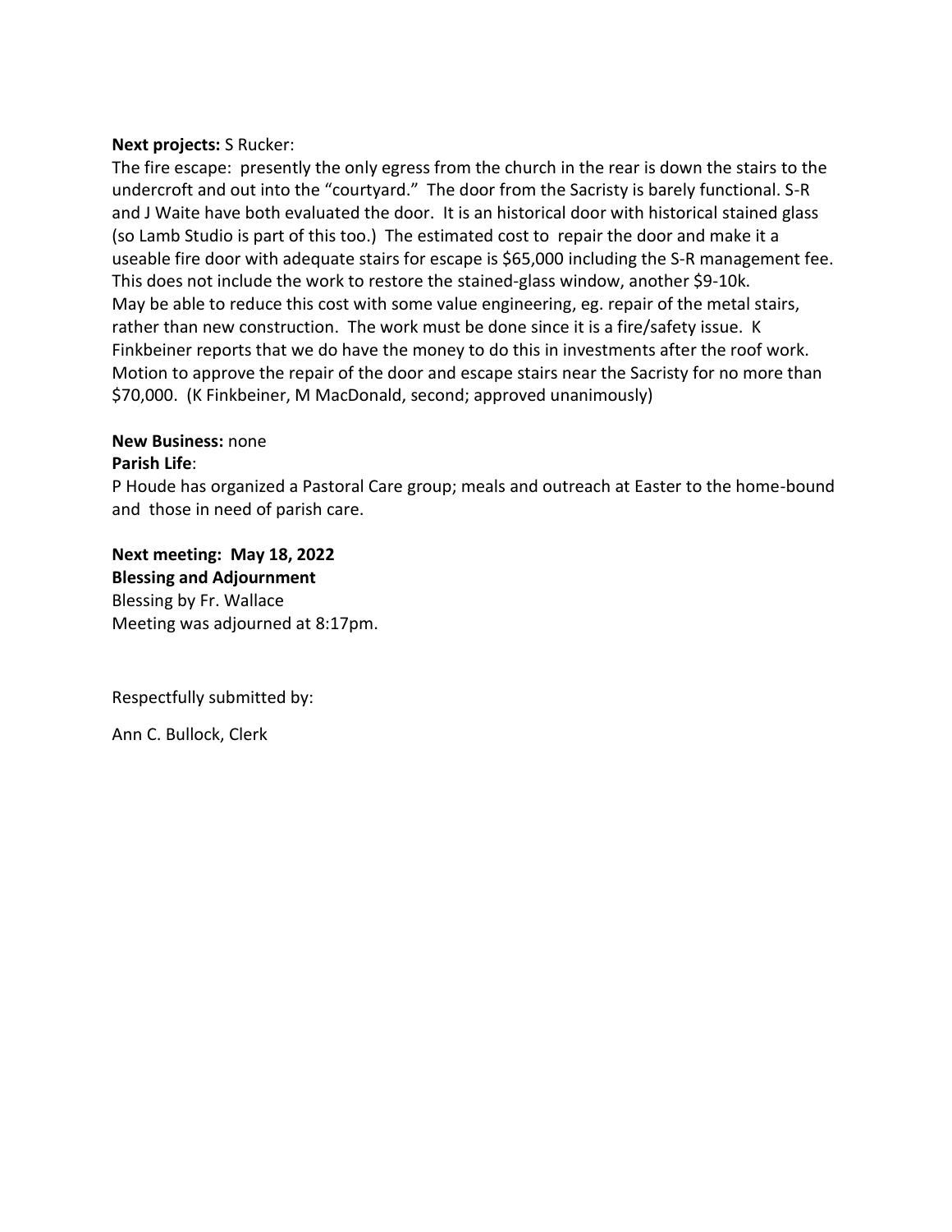**Next projects:** S Rucker:

The fire escape: presently the only egress from the church in the rear is down the stairs to the undercroft and out into the "courtyard." The door from the Sacristy is barely functional. S-R and J Waite have both evaluated the door. It is an historical door with historical stained glass (so Lamb Studio is part of this too.) The estimated cost to repair the door and make it a useable fire door with adequate stairs for escape is $65,000 including the S-R management fee. This does not include the work to restore the stained-glass window, another $9-10k. May be able to reduce this cost with some value engineering, eg. repair of the metal stairs, rather than new construction. The work must be done since it is a fire/safety issue. K Finkbeiner reports that we do have the money to do this in investments after the roof work. Motion to approve the repair of the door and escape stairs near the Sacristy for no more than $70,000. (K Finkbeiner, M MacDonald, second; approved unanimously)

**New Business:** none

**Parish Life**:

P Houde has organized a Pastoral Care group; meals and outreach at Easter to the home-bound and those in need of parish care.

**Next meeting: May 18, 2022**

**Blessing and Adjournment**

Blessing by Fr. Wallace

Meeting was adjourned at 8:17pm.

Respectfully submitted by:

Ann C. Bullock, Clerk